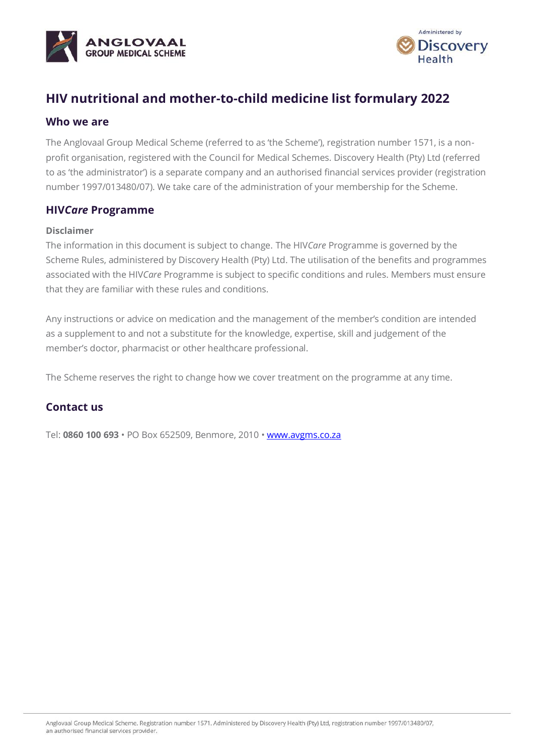# HIV nutritional and mother-to-child medicine list formulary 2022

## Who we are

The Anglovaal Group Medical Scheme (referred to as 'the Scheme'), registration number 1571, is a non-profit organisation, registered with the Council for Medical Schemes. Discovery Health (Pty) Ltd (referred to as 'the administrator') is a separate company and an authorised financial services provider (registration number 1997/013480/07). We take care of the administration of your membership for the Scheme.

## HIV*Care* Programme

**Disclaimer**

The information in this document is subject to change. The HIV*Care* Programme is governed by the Scheme Rules, administered by Discovery Health (Pty) Ltd. The utilisation of the benefits and programmes associated with the HIV*Care* Programme is subject to specific conditions and rules. Members must ensure that they are familiar with these rules and conditions.

Any instructions or advice on medication and the management of the member's condition are intended as a supplement to and not a substitute for the knowledge, expertise, skill and judgement of the member's doctor, pharmacist or other healthcare professional.

The Scheme reserves the right to change how we cover treatment on the programme at any time.

## Contact us

Tel: **0860 100 693** • PO Box 652509, Benmore, 2010 • [www.avgms.co.za](http://www.avgms.co.za)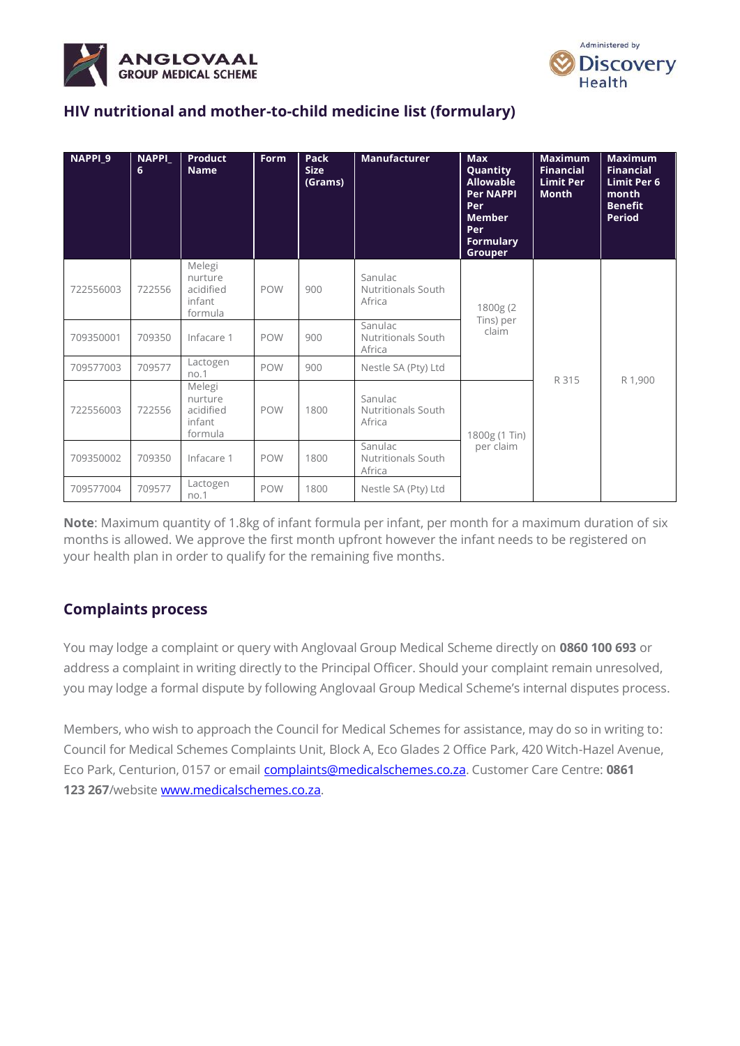## HIV nutritional and mother-to-child medicine list (formulary)

| NAPPI_9 | NAPPI_6 | Product Name | Form | Pack Size (Grams) | Manufacturer | Max Quantity Allowable Per NAPPI Per Member Per Formulary Grouper | Maximum Financial Limit Per Month | Maximum Financial Limit Per 6 month Benefit Period |
|---|---|---|---|---|---|---|---|---|
| 722556003 | 722556 | Melegi nurture acidified infant formula | POW | 900 | Sanulac Nutritionals South Africa | 1800g (2 Tins) per claim | R 315 | R 1,900 |
| 709350001 | 709350 | Infacare 1 | POW | 900 | Sanulac Nutritionals South Africa | | | |
| 709577003 | 709577 | Lactogen no.1 | POW | 900 | Nestle SA (Pty) Ltd | | | |
| 722556003 | 722556 | Melegi nurture acidified infant formula | POW | 1800 | Sanulac Nutritionals South Africa | 1800g (1 Tin) per claim | | |
| 709350002 | 709350 | Infacare 1 | POW | 1800 | Sanulac Nutritionals South Africa | | | |
| 709577004 | 709577 | Lactogen no.1 | POW | 1800 | Nestle SA (Pty) Ltd | | | |

**Note**: Maximum quantity of 1.8kg of infant formula per infant, per month for a maximum duration of six months is allowed. We approve the first month upfront however the infant needs to be registered on your health plan in order to qualify for the remaining five months.

## Complaints process

You may lodge a complaint or query with Anglovaal Group Medical Scheme directly on **0860 100 693** or address a complaint in writing directly to the Principal Officer. Should your complaint remain unresolved, you may lodge a formal dispute by following Anglovaal Group Medical Scheme's internal disputes process.

Members, who wish to approach the Council for Medical Schemes for assistance, may do so in writing to: Council for Medical Schemes Complaints Unit, Block A, Eco Glades 2 Office Park, 420 Witch-Hazel Avenue, Eco Park, Centurion, 0157 or email complaints@medicalschemes.co.za. Customer Care Centre: **0861 123 267**/website www.medicalschemes.co.za.